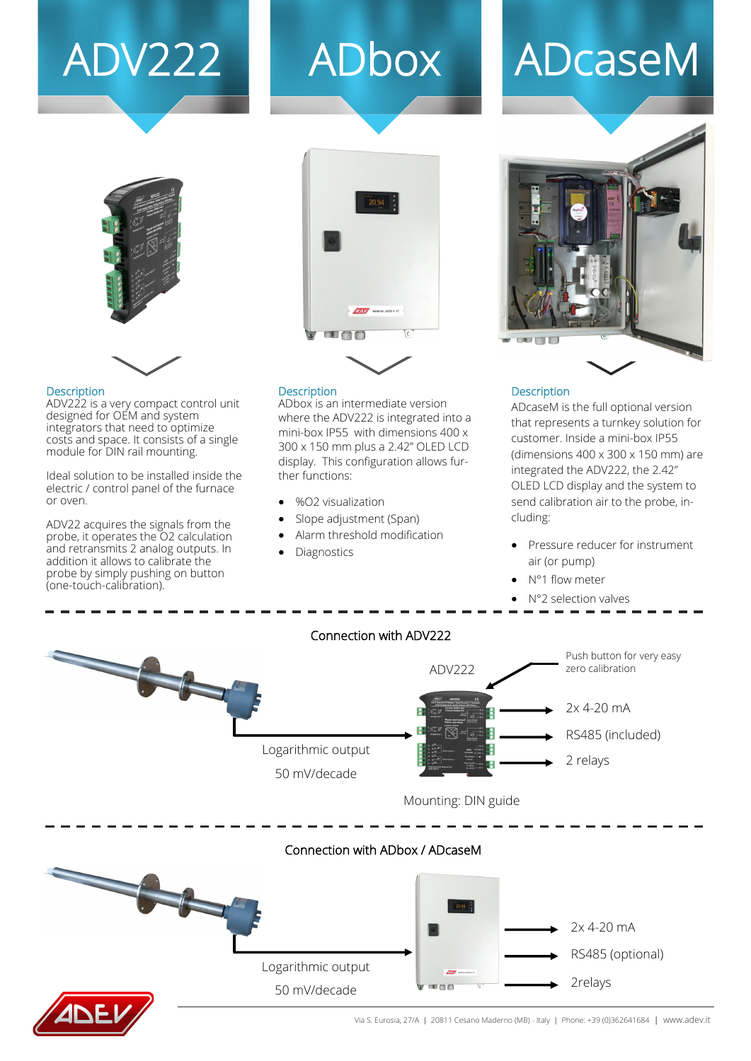# ADV222

### Description

ADV222 is a very compact control unit designed for OEM and system integrators that need to optimize costs and space. It consists of a single module for DIN rail mounting.

Ideal solution to be installed inside the electric / control panel of the furnace or oven.

ADV22 acquires the signals from the probe, it operates the O2 calculation and retransmits 2 analog outputs. In addition it allows to calibrate the probe by simply pushing on button (one-touch-calibration).

# ADbox

### Description

ADbox is an intermediate version where the ADV222 is integrated into a mini-box IP55 with dimensions 400 x 300 x 150 mm plus a 2.42" OLED LCD display. This configuration allows further functions:

- %O2 visualization
- Slope adjustment (Span)
- Alarm threshold modification
- Diagnostics

# ADcaseM

### Description

ADcaseM is the full optional version that represents a turnkey solution for customer. Inside a mini-box IP55 (dimensions 400 x 300 x 150 mm) are integrated the ADV222, the 2.42" OLED LCD display and the system to send calibration air to the probe, including:

- Pressure reducer for instrument air (or pump)
- N°1 flow meter
- N°2 selection valves

---

## Connection with ADV222

ADV222

Push button for very easy zero calibration

Logarithmic output

50 mV/decade

- 2x 4-20 mA
- RS485 (included)
- 2 relays

Mounting: DIN guide

---

## Connection with ADbox / ADcaseM

Logarithmic output

50 mV/decade

- 2x 4-20 mA
- RS485 (optional)
- 2relays

Via S. Eurosia, 27/A | 20811 Cesano Maderno (MB) - Italy | Phone: +39 (0)362641684 | www.adev.it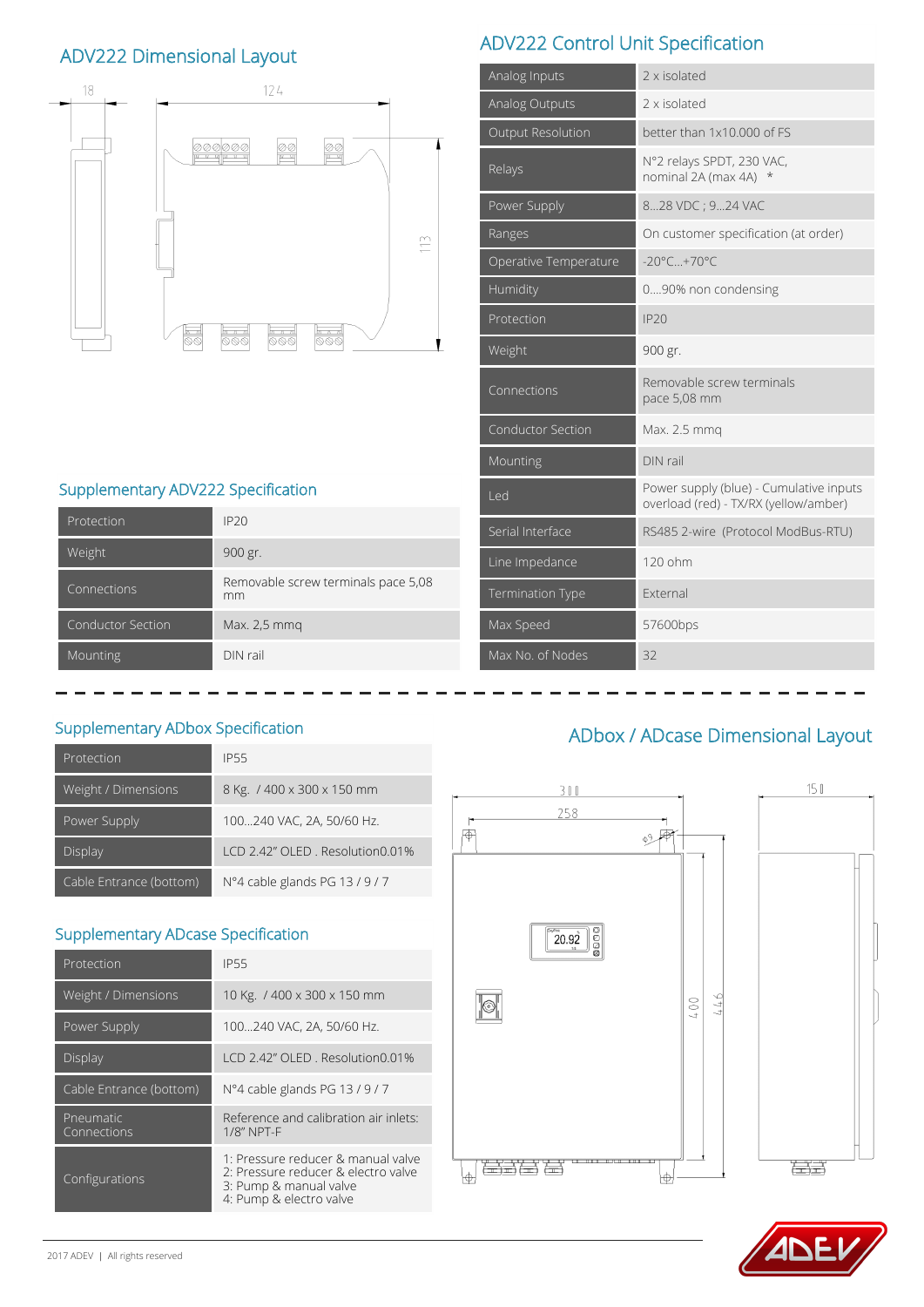## ADV222 Dimensional Layout

18

124

113

## ADV222 Control Unit Specification

| | |
|---|---|
| Analog Inputs | 2 x isolated |
| Analog Outputs | 2 x isolated |
| Output Resolution | better than 1x10.000 of FS |
| Relays | N°2 relays SPDT, 230 VAC, nominal 2A (max 4A) * |
| Power Supply | 8...28 VDC ; 9...24 VAC |
| Ranges | On customer specification (at order) |
| Operative Temperature | -20°C...+70°C |
| Humidity | 0....90% non condensing |
| Protection | IP20 |
| Weight | 900 gr. |
| Connections | Removable screw terminals pace 5,08 mm |
| Conductor Section | Max. 2.5 mmq |
| Mounting | DIN rail |
| Led | Power supply (blue) - Cumulative inputs overload (red) - TX/RX (yellow/amber) |
| Serial Interface | RS485 2-wire (Protocol ModBus-RTU) |
| Line Impedance | 120 ohm |
| Termination Type | External |
| Max Speed | 57600bps |
| Max No. of Nodes | 32 |

## Supplementary ADV222 Specification

| | |
|---|---|
| Protection | IP20 |
| Weight | 900 gr. |
| Connections | Removable screw terminals pace 5,08 mm |
| Conductor Section | Max. 2,5 mmq |
| Mounting | DIN rail |

## Supplementary ADbox Specification

| | |
|---|---|
| Protection | IP55 |
| Weight / Dimensions | 8 Kg. / 400 x 300 x 150 mm |
| Power Supply | 100...240 VAC, 2A, 50/60 Hz. |
| Display | LCD 2.42" OLED . Resolution0.01% |
| Cable Entrance (bottom) | N°4 cable glands PG 13 / 9 / 7 |

## Supplementary ADcase Specification

| | |
|---|---|
| Protection | IP55 |
| Weight / Dimensions | 10 Kg. / 400 x 300 x 150 mm |
| Power Supply | 100...240 VAC, 2A, 50/60 Hz. |
| Display | LCD 2.42" OLED . Resolution0.01% |
| Cable Entrance (bottom) | N°4 cable glands PG 13 / 9 / 7 |
| Pneumatic Connections | Reference and calibration air inlets: 1/8" NPT-F |
| Configurations | 1: Pressure reducer & manual valve<br>2: Pressure reducer & electro valve<br>3: Pump & manual valve<br>4: Pump & electro valve |

## ADbox / ADcase Dimensional Layout

300

258

ø9

20.92

400

446

150

2017 ADEV | All rights reserved